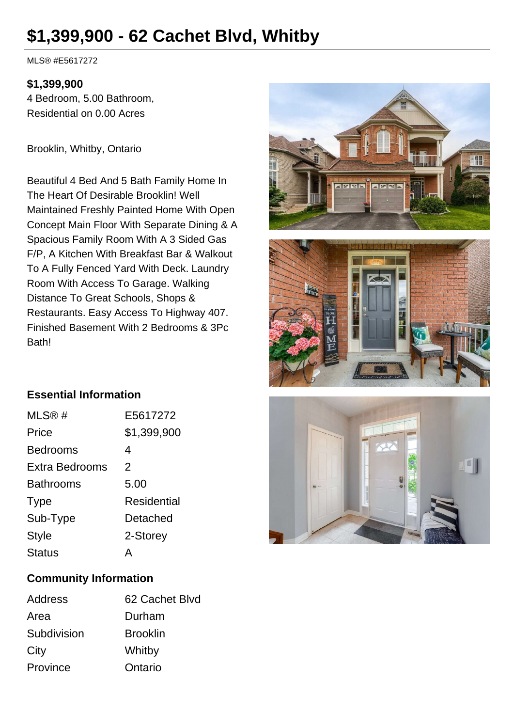# $1,399,900 - 62 Cachet Blvd, Whitby

MLS® #E5617272

**$1,399,900**
4 Bedroom, 5.00 Bathroom,
Residential on 0.00 Acres

Brooklin, Whitby, Ontario

Beautiful 4 Bed And 5 Bath Family Home In The Heart Of Desirable Brooklin! Well Maintained Freshly Painted Home With Open Concept Main Floor With Separate Dining & A Spacious Family Room With A 3 Sided Gas F/P, A Kitchen With Breakfast Bar & Walkout To A Fully Fenced Yard With Deck. Laundry Room With Access To Garage. Walking Distance To Great Schools, Shops & Restaurants. Easy Access To Highway 407. Finished Basement With 2 Bedrooms & 3Pc Bath!

## Essential Information

| | |
|---|---|
| MLS® # | E5617272 |
| Price | $1,399,900 |
| Bedrooms | 4 |
| Extra Bedrooms | 2 |
| Bathrooms | 5.00 |
| Type | Residential |
| Sub-Type | Detached |
| Style | 2-Storey |
| Status | A |

## Community Information

| | |
|---|---|
| Address | 62 Cachet Blvd |
| Area | Durham |
| Subdivision | Brooklin |
| City | Whitby |
| Province | Ontario |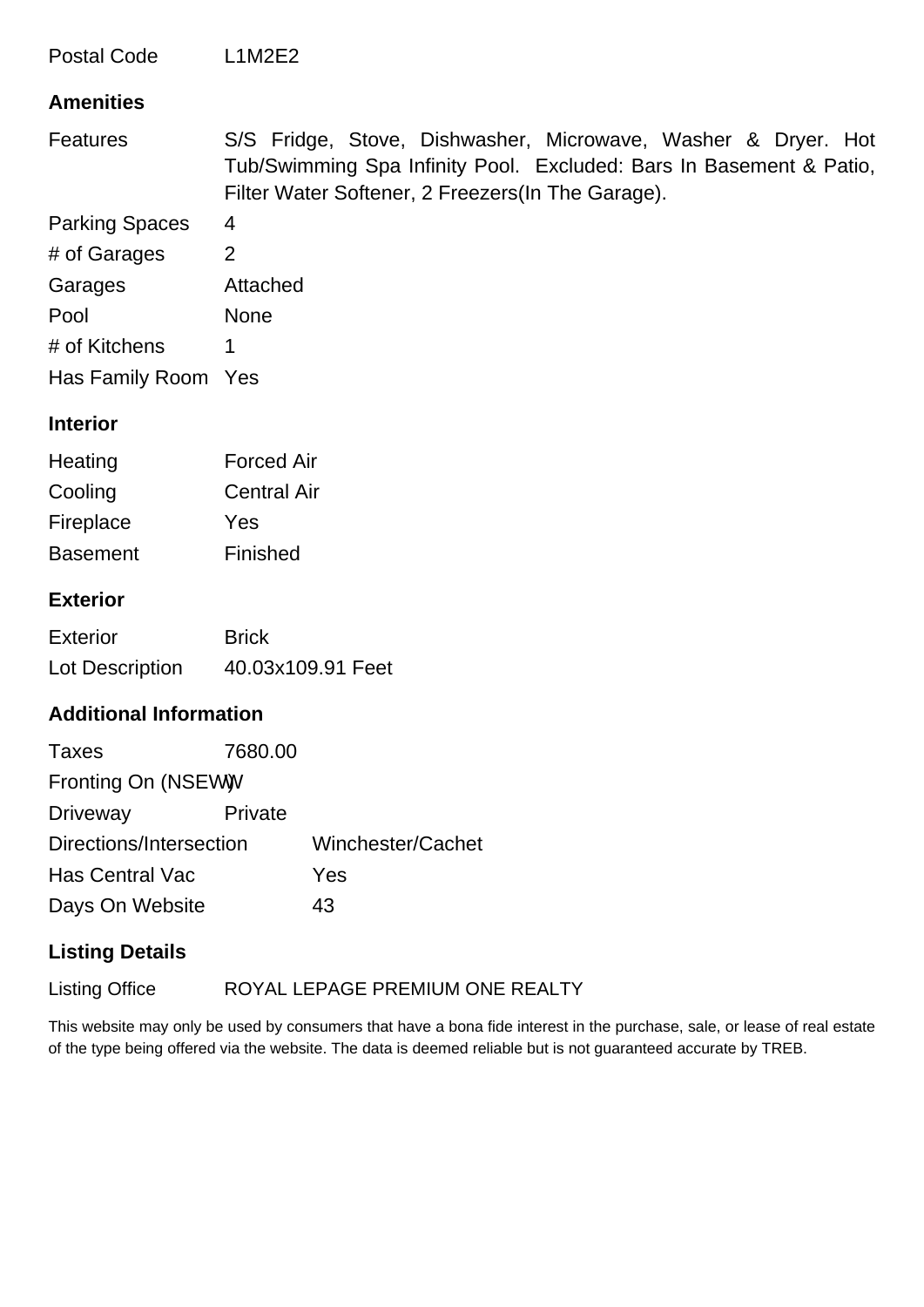| | |
|---|---|
| Postal Code | L1M2E2 |

## Amenities

| | |
|---|---|
| Features | S/S Fridge, Stove, Dishwasher, Microwave, Washer & Dryer. Hot Tub/Swimming Spa Infinity Pool. Excluded: Bars In Basement & Patio, Filter Water Softener, 2 Freezers(In The Garage). |
| Parking Spaces | 4 |
| # of Garages | 2 |
| Garages | Attached |
| Pool | None |
| # of Kitchens | 1 |
| Has Family Room | Yes |

## Interior

| | |
|---|---|
| Heating | Forced Air |
| Cooling | Central Air |
| Fireplace | Yes |
| Basement | Finished |

## Exterior

| | |
|---|---|
| Exterior | Brick |
| Lot Description | 40.03x109.91 Feet |

## Additional Information

| | |
|---|---|
| Taxes | 7680.00 |
| Fronting On (NSEW) | W |
| Driveway | Private |
| Directions/Intersection | Winchester/Cachet |
| Has Central Vac | Yes |
| Days On Website | 43 |

## Listing Details

| | |
|---|---|
| Listing Office | ROYAL LEPAGE PREMIUM ONE REALTY |

This website may only be used by consumers that have a bona fide interest in the purchase, sale, or lease of real estate of the type being offered via the website. The data is deemed reliable but is not guaranteed accurate by TREB.